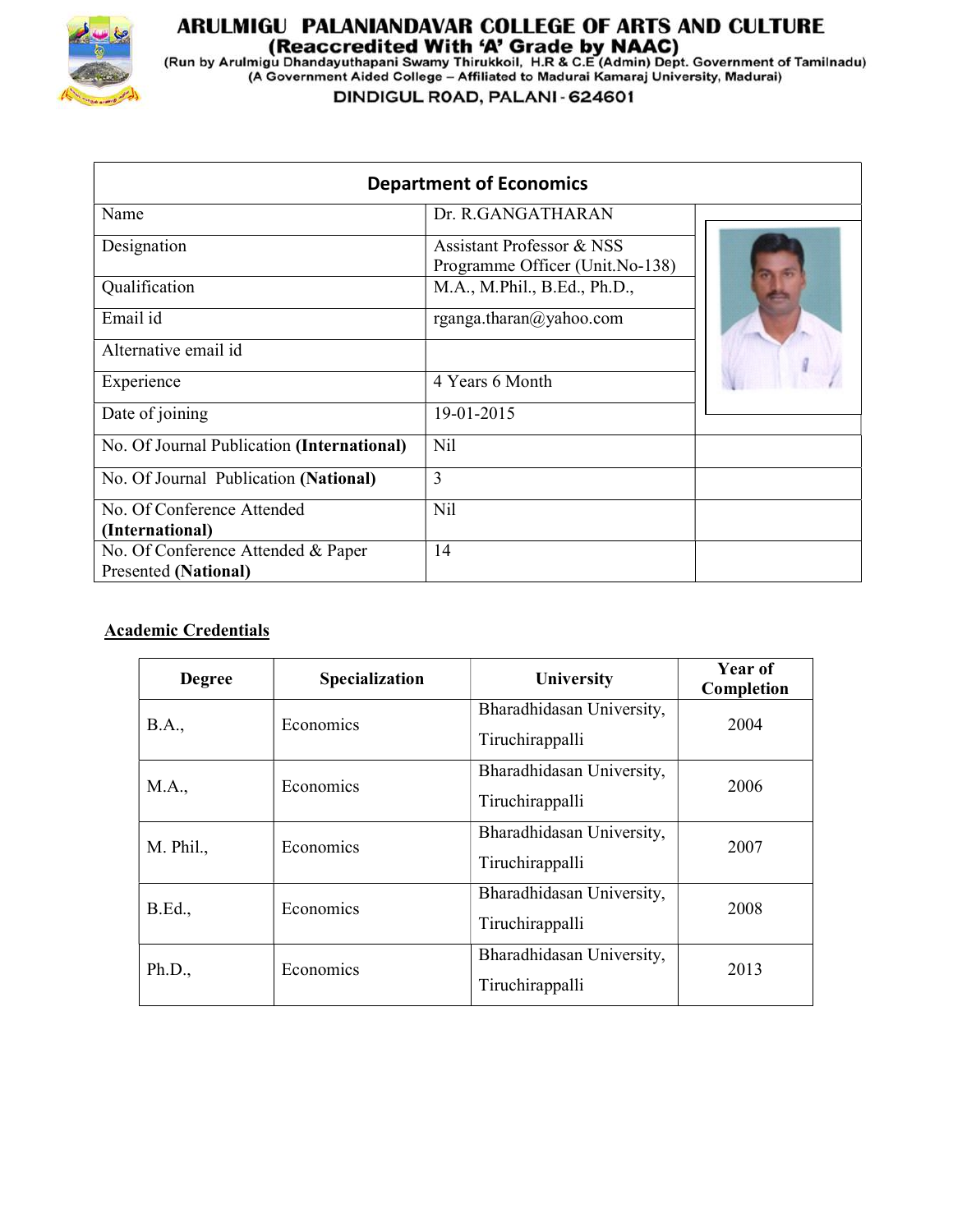# ARULMIGU PALANIANDAVAR COLLEGE OF ARTS AND CULTURE

**(Reaccredited With 'A' Grade by NAAC)**

(Run by Arulmigu Dhandayuthapani Swamy Thirukkoil, H.R & C.E (Admin) Dept. Government of Tamilnadu)

(A Government Aided College – Affiliated to Madurai Kamaraj University, Madurai)

DINDIGUL ROAD, PALANI - 624601

## Department of Economics

| | |
|---|---|
| Name | Dr. R.GANGATHARAN |
| Designation | Assistant Professor & NSS Programme Officer (Unit.No-138) |
| Qualification | M.A., M.Phil., B.Ed., Ph.D., |
| Email id | rganga.tharan@yahoo.com |
| Alternative email id | |
| Experience | 4 Years 6 Month |
| Date of joining | 19-01-2015 |
| No. Of Journal Publication **(International)** | Nil |
| No. Of Journal Publication **(National)** | 3 |
| No. Of Conference Attended **(International)** | Nil |
| No. Of Conference Attended & Paper Presented **(National)** | 14 |

**Academic Credentials**

| Degree | Specialization | University | Year of Completion |
|---|---|---|---|
| B.A., | Economics | Bharadhidasan University, Tiruchirappalli | 2004 |
| M.A., | Economics | Bharadhidasan University, Tiruchirappalli | 2006 |
| M. Phil., | Economics | Bharadhidasan University, Tiruchirappalli | 2007 |
| B.Ed., | Economics | Bharadhidasan University, Tiruchirappalli | 2008 |
| Ph.D., | Economics | Bharadhidasan University, Tiruchirappalli | 2013 |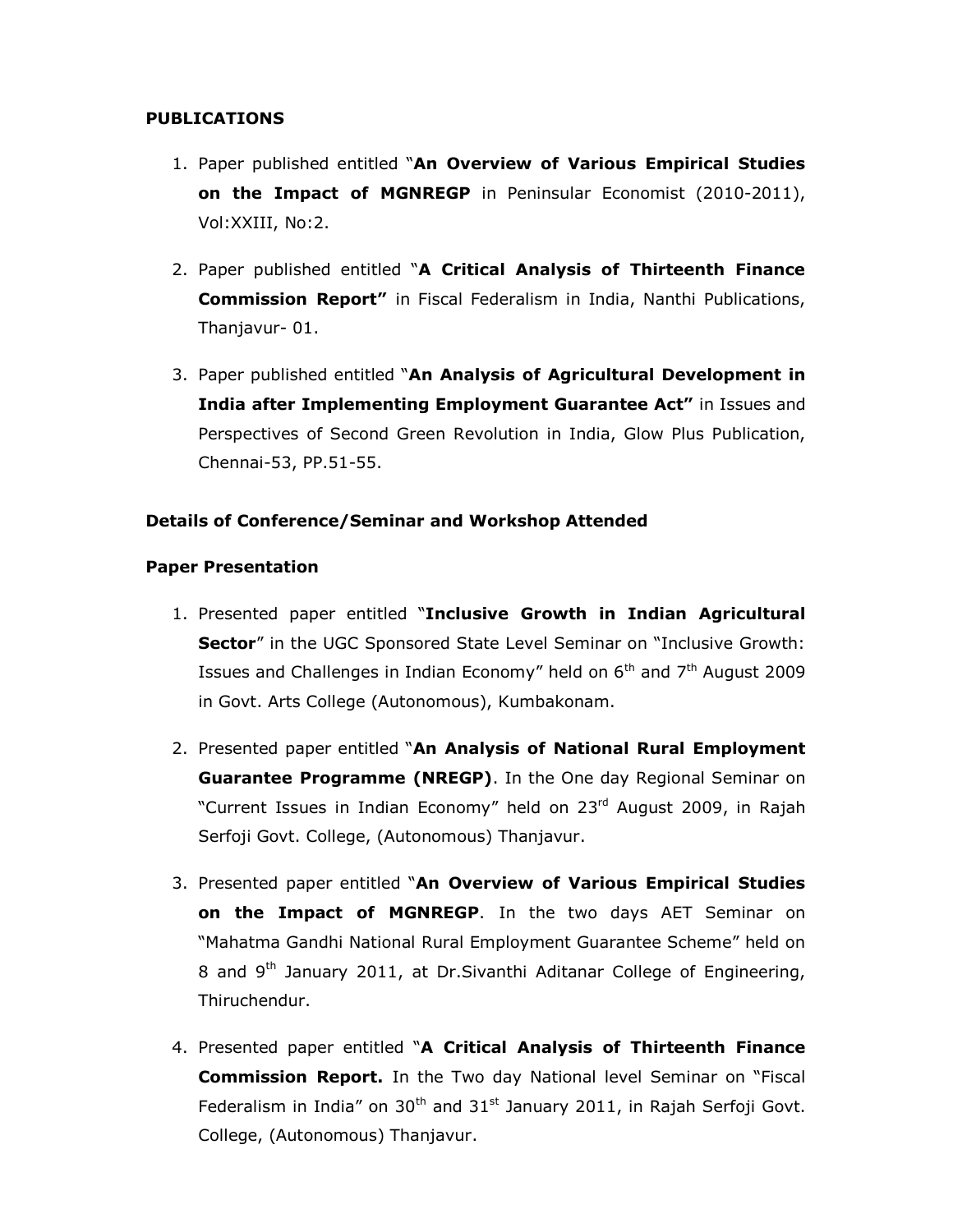**PUBLICATIONS**

1. Paper published entitled "**An Overview of Various Empirical Studies on the Impact of MGNREGP** in Peninsular Economist (2010-2011), Vol:XXIII, No:2.

2. Paper published entitled "**A Critical Analysis of Thirteenth Finance Commission Report"** in Fiscal Federalism in India, Nanthi Publications, Thanjavur- 01.

3. Paper published entitled "**An Analysis of Agricultural Development in India after Implementing Employment Guarantee Act"** in Issues and Perspectives of Second Green Revolution in India, Glow Plus Publication, Chennai-53, PP.51-55.

**Details of Conference/Seminar and Workshop Attended**

**Paper Presentation**

1. Presented paper entitled "**Inclusive Growth in Indian Agricultural Sector**" in the UGC Sponsored State Level Seminar on "Inclusive Growth: Issues and Challenges in Indian Economy" held on 6th and 7th August 2009 in Govt. Arts College (Autonomous), Kumbakonam.

2. Presented paper entitled "**An Analysis of National Rural Employment Guarantee Programme (NREGP)**. In the One day Regional Seminar on "Current Issues in Indian Economy" held on 23rd August 2009, in Rajah Serfoji Govt. College, (Autonomous) Thanjavur.

3. Presented paper entitled "**An Overview of Various Empirical Studies on the Impact of MGNREGP**. In the two days AET Seminar on "Mahatma Gandhi National Rural Employment Guarantee Scheme" held on 8 and 9th January 2011, at Dr.Sivanthi Aditanar College of Engineering, Thiruchendur.

4. Presented paper entitled "**A Critical Analysis of Thirteenth Finance Commission Report.** In the Two day National level Seminar on "Fiscal Federalism in India" on 30th and 31st January 2011, in Rajah Serfoji Govt. College, (Autonomous) Thanjavur.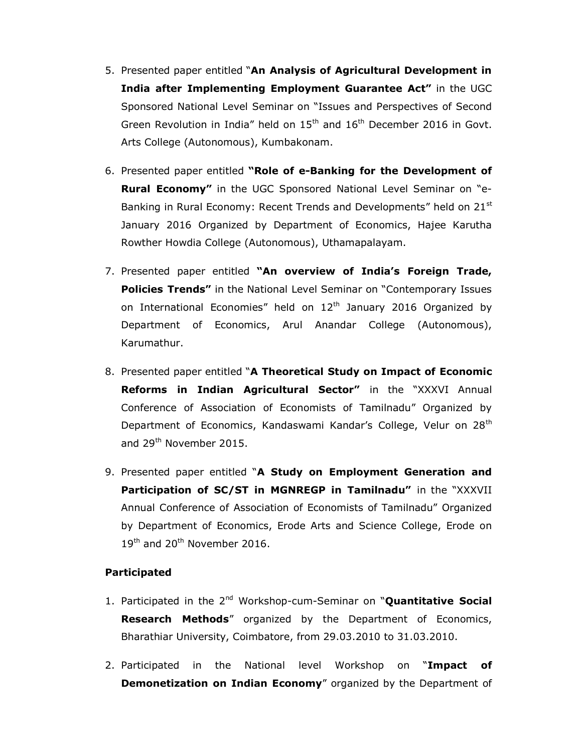5. Presented paper entitled "**An Analysis of Agricultural Development in India after Implementing Employment Guarantee Act"** in the UGC Sponsored National Level Seminar on "Issues and Perspectives of Second Green Revolution in India" held on 15th and 16th December 2016 in Govt. Arts College (Autonomous), Kumbakonam.

6. Presented paper entitled **"Role of e-Banking for the Development of Rural Economy"** in the UGC Sponsored National Level Seminar on "e-Banking in Rural Economy: Recent Trends and Developments" held on 21st January 2016 Organized by Department of Economics, Hajee Karutha Rowther Howdia College (Autonomous), Uthamapalayam.

7. Presented paper entitled **"An overview of India's Foreign Trade, Policies Trends"** in the National Level Seminar on "Contemporary Issues on International Economies" held on 12th January 2016 Organized by Department of Economics, Arul Anandar College (Autonomous), Karumathur.

8. Presented paper entitled "**A Theoretical Study on Impact of Economic Reforms in Indian Agricultural Sector"** in the "XXXVI Annual Conference of Association of Economists of Tamilnadu" Organized by Department of Economics, Kandaswami Kandar's College, Velur on 28th and 29th November 2015.

9. Presented paper entitled "**A Study on Employment Generation and Participation of SC/ST in MGNREGP in Tamilnadu"** in the "XXXVII Annual Conference of Association of Economists of Tamilnadu" Organized by Department of Economics, Erode Arts and Science College, Erode on 19th and 20th November 2016.

**Participated**

1. Participated in the 2nd Workshop-cum-Seminar on "**Quantitative Social Research Methods**" organized by the Department of Economics, Bharathiar University, Coimbatore, from 29.03.2010 to 31.03.2010.

2. Participated in the National level Workshop on "**Impact of Demonetization on Indian Economy**" organized by the Department of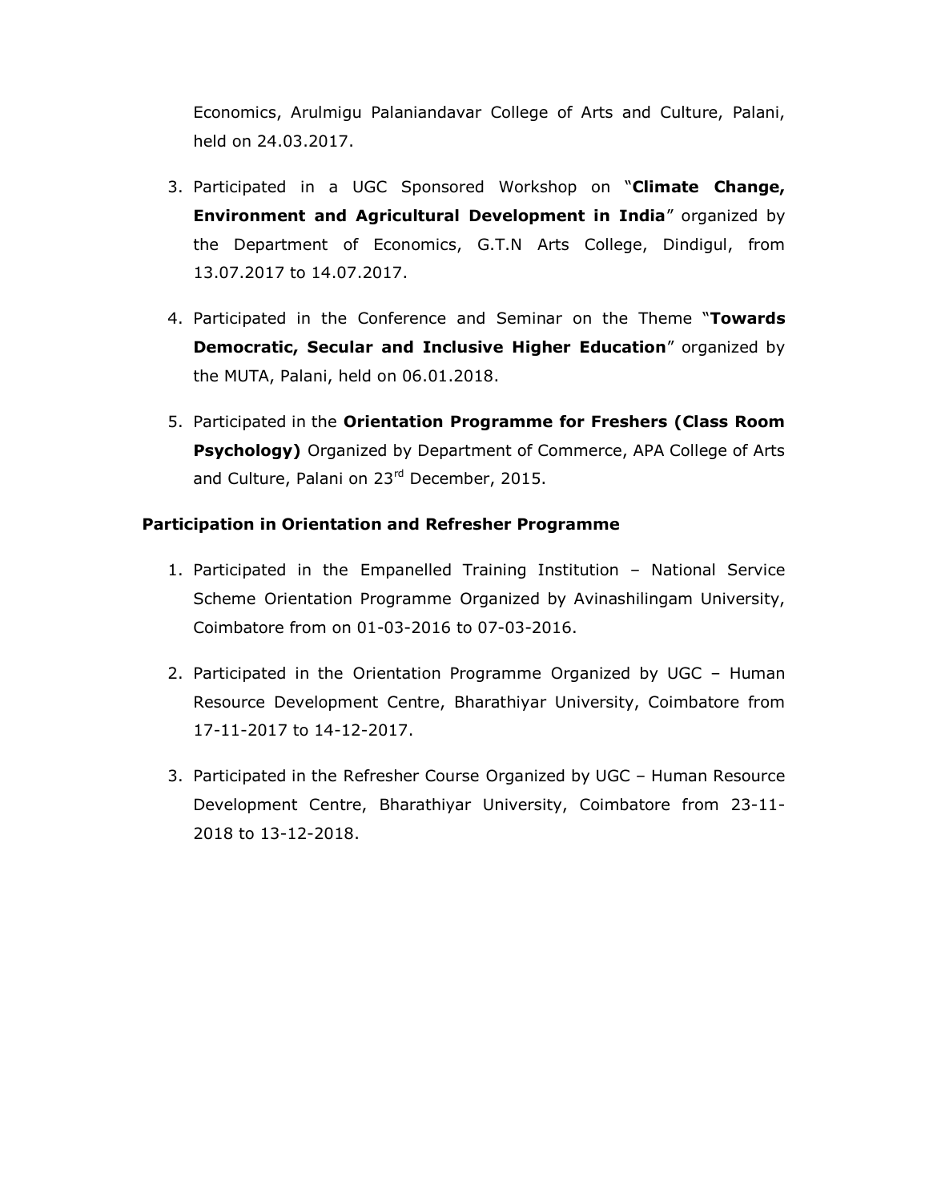Economics, Arulmigu Palaniandavar College of Arts and Culture, Palani, held on 24.03.2017.

3. Participated in a UGC Sponsored Workshop on "**Climate Change, Environment and Agricultural Development in India**" organized by the Department of Economics, G.T.N Arts College, Dindigul, from 13.07.2017 to 14.07.2017.

4. Participated in the Conference and Seminar on the Theme "**Towards Democratic, Secular and Inclusive Higher Education**" organized by the MUTA, Palani, held on 06.01.2018.

5. Participated in the **Orientation Programme for Freshers (Class Room Psychology)** Organized by Department of Commerce, APA College of Arts and Culture, Palani on 23rd December, 2015.

**Participation in Orientation and Refresher Programme**

1. Participated in the Empanelled Training Institution – National Service Scheme Orientation Programme Organized by Avinashilingam University, Coimbatore from on 01-03-2016 to 07-03-2016.

2. Participated in the Orientation Programme Organized by UGC – Human Resource Development Centre, Bharathiyar University, Coimbatore from 17-11-2017 to 14-12-2017.

3. Participated in the Refresher Course Organized by UGC – Human Resource Development Centre, Bharathiyar University, Coimbatore from 23-11-2018 to 13-12-2018.